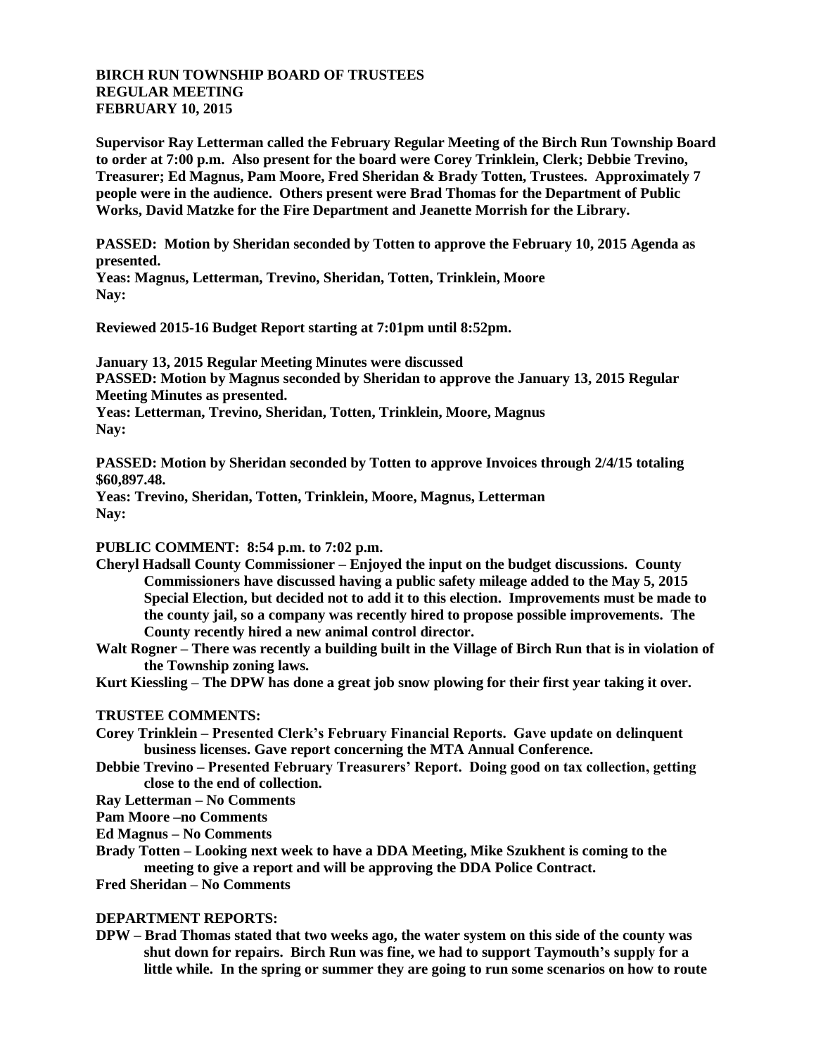**BIRCH RUN TOWNSHIP BOARD OF TRUSTEES**
**REGULAR MEETING**
**FEBRUARY 10, 2015**

**Supervisor Ray Letterman called the February Regular Meeting of the Birch Run Township Board to order at 7:00 p.m. Also present for the board were Corey Trinklein, Clerk; Debbie Trevino, Treasurer; Ed Magnus, Pam Moore, Fred Sheridan & Brady Totten, Trustees. Approximately 7 people were in the audience. Others present were Brad Thomas for the Department of Public Works, David Matzke for the Fire Department and Jeanette Morrish for the Library.**

**PASSED: Motion by Sheridan seconded by Totten to approve the February 10, 2015 Agenda as presented.**
**Yeas: Magnus, Letterman, Trevino, Sheridan, Totten, Trinklein, Moore**
**Nay:**

**Reviewed 2015-16 Budget Report starting at 7:01pm until 8:52pm.**

**January 13, 2015 Regular Meeting Minutes were discussed**
**PASSED: Motion by Magnus seconded by Sheridan to approve the January 13, 2015 Regular Meeting Minutes as presented.**
**Yeas: Letterman, Trevino, Sheridan, Totten, Trinklein, Moore, Magnus**
**Nay:**

**PASSED: Motion by Sheridan seconded by Totten to approve Invoices through 2/4/15 totaling $60,897.48.**
**Yeas: Trevino, Sheridan, Totten, Trinklein, Moore, Magnus, Letterman**
**Nay:**

**PUBLIC COMMENT: 8:54 p.m. to 7:02 p.m.**

**Cheryl Hadsall County Commissioner – Enjoyed the input on the budget discussions. County Commissioners have discussed having a public safety mileage added to the May 5, 2015 Special Election, but decided not to add it to this election. Improvements must be made to the county jail, so a company was recently hired to propose possible improvements. The County recently hired a new animal control director.**

**Walt Rogner – There was recently a building built in the Village of Birch Run that is in violation of the Township zoning laws.**

**Kurt Kiessling – The DPW has done a great job snow plowing for their first year taking it over.**

**TRUSTEE COMMENTS:**

**Corey Trinklein – Presented Clerk's February Financial Reports. Gave update on delinquent business licenses. Gave report concerning the MTA Annual Conference.**

**Debbie Trevino – Presented February Treasurers' Report. Doing good on tax collection, getting close to the end of collection.**

**Ray Letterman – No Comments**

**Pam Moore –no Comments**

**Ed Magnus – No Comments**

**Brady Totten – Looking next week to have a DDA Meeting, Mike Szukhent is coming to the meeting to give a report and will be approving the DDA Police Contract.**

**Fred Sheridan – No Comments**

**DEPARTMENT REPORTS:**

**DPW – Brad Thomas stated that two weeks ago, the water system on this side of the county was shut down for repairs. Birch Run was fine, we had to support Taymouth's supply for a little while. In the spring or summer they are going to run some scenarios on how to route**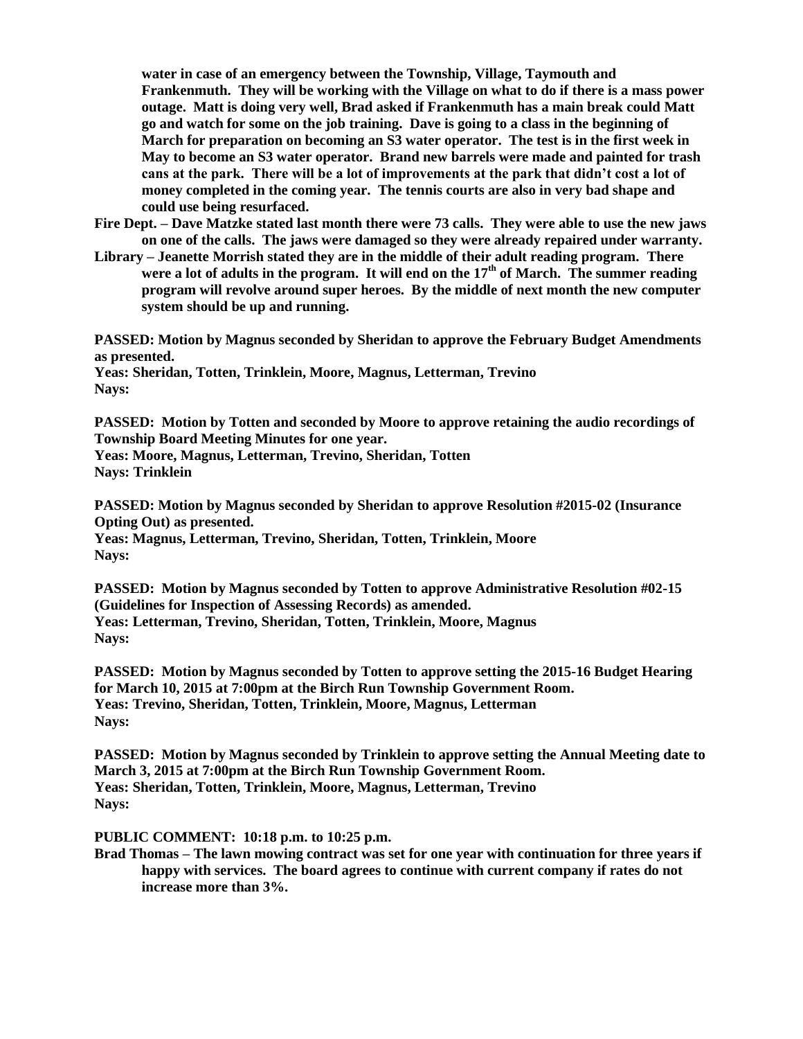**water in case of an emergency between the Township, Village, Taymouth and Frankenmuth. They will be working with the Village on what to do if there is a mass power outage. Matt is doing very well, Brad asked if Frankenmuth has a main break could Matt go and watch for some on the job training. Dave is going to a class in the beginning of March for preparation on becoming an S3 water operator. The test is in the first week in May to become an S3 water operator. Brand new barrels were made and painted for trash cans at the park. There will be a lot of improvements at the park that didn't cost a lot of money completed in the coming year. The tennis courts are also in very bad shape and could use being resurfaced.**

**Fire Dept. – Dave Matzke stated last month there were 73 calls. They were able to use the new jaws on one of the calls. The jaws were damaged so they were already repaired under warranty.**

**Library – Jeanette Morrish stated they are in the middle of their adult reading program. There were a lot of adults in the program. It will end on the 17th of March. The summer reading program will revolve around super heroes. By the middle of next month the new computer system should be up and running.**

**PASSED: Motion by Magnus seconded by Sheridan to approve the February Budget Amendments as presented.**
**Yeas: Sheridan, Totten, Trinklein, Moore, Magnus, Letterman, Trevino**
**Nays:**

**PASSED: Motion by Totten and seconded by Moore to approve retaining the audio recordings of Township Board Meeting Minutes for one year.**
**Yeas: Moore, Magnus, Letterman, Trevino, Sheridan, Totten**
**Nays: Trinklein**

**PASSED: Motion by Magnus seconded by Sheridan to approve Resolution #2015-02 (Insurance Opting Out) as presented.**
**Yeas: Magnus, Letterman, Trevino, Sheridan, Totten, Trinklein, Moore**
**Nays:**

**PASSED: Motion by Magnus seconded by Totten to approve Administrative Resolution #02-15 (Guidelines for Inspection of Assessing Records) as amended.**
**Yeas: Letterman, Trevino, Sheridan, Totten, Trinklein, Moore, Magnus**
**Nays:**

**PASSED: Motion by Magnus seconded by Totten to approve setting the 2015-16 Budget Hearing for March 10, 2015 at 7:00pm at the Birch Run Township Government Room.**
**Yeas: Trevino, Sheridan, Totten, Trinklein, Moore, Magnus, Letterman**
**Nays:**

**PASSED: Motion by Magnus seconded by Trinklein to approve setting the Annual Meeting date to March 3, 2015 at 7:00pm at the Birch Run Township Government Room.**
**Yeas: Sheridan, Totten, Trinklein, Moore, Magnus, Letterman, Trevino**
**Nays:**

**PUBLIC COMMENT: 10:18 p.m. to 10:25 p.m.**

**Brad Thomas – The lawn mowing contract was set for one year with continuation for three years if happy with services. The board agrees to continue with current company if rates do not increase more than 3%.**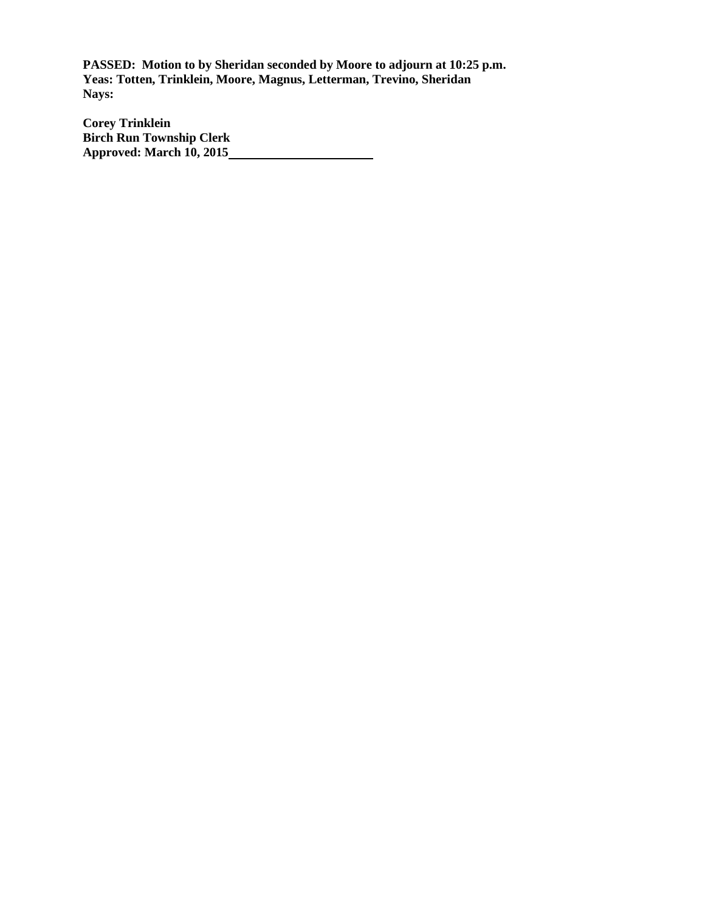**PASSED: Motion to by Sheridan seconded by Moore to adjourn at 10:25 p.m.**
**Yeas: Totten, Trinklein, Moore, Magnus, Letterman, Trevino, Sheridan**
**Nays:**

**Corey Trinklein**
**Birch Run Township Clerk**
**Approved: March 10, 2015**______________________